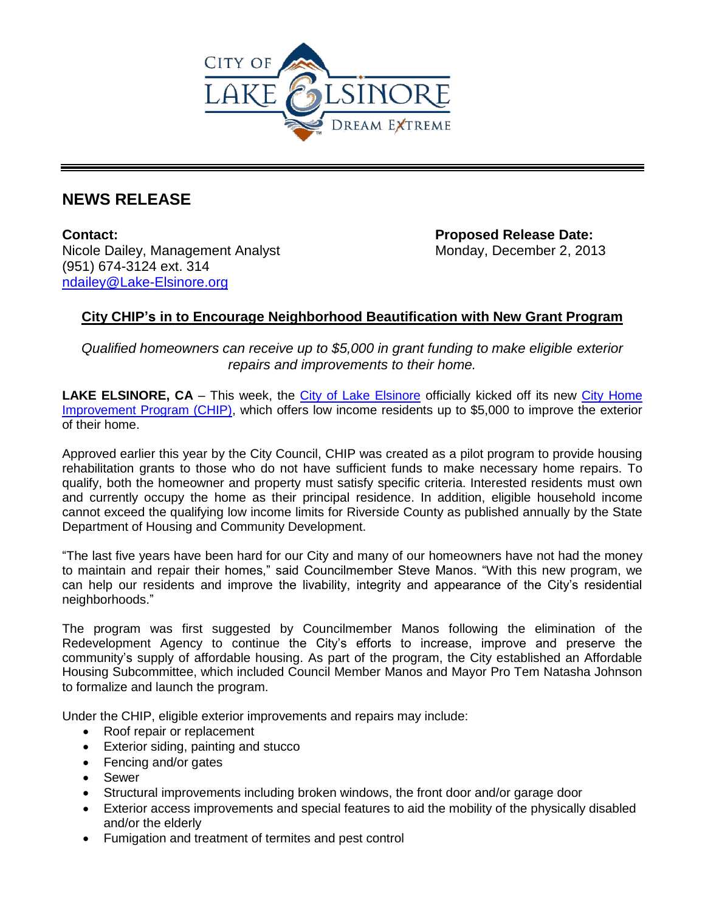# NEWS RELEASE

**Contact:**
Nicole Dailey, Management Analyst
(951) 674-3124 ext. 314
ndailey@Lake-Elsinore.org

**Proposed Release Date:**
Monday, December 2, 2013

## City CHIP's in to Encourage Neighborhood Beautification with New Grant Program

*Qualified homeowners can receive up to $5,000 in grant funding to make eligible exterior repairs and improvements to their home.*

**LAKE ELSINORE, CA** – This week, the City of Lake Elsinore officially kicked off its new City Home Improvement Program (CHIP), which offers low income residents up to $5,000 to improve the exterior of their home.

Approved earlier this year by the City Council, CHIP was created as a pilot program to provide housing rehabilitation grants to those who do not have sufficient funds to make necessary home repairs. To qualify, both the homeowner and property must satisfy specific criteria. Interested residents must own and currently occupy the home as their principal residence. In addition, eligible household income cannot exceed the qualifying low income limits for Riverside County as published annually by the State Department of Housing and Community Development.

"The last five years have been hard for our City and many of our homeowners have not had the money to maintain and repair their homes," said Councilmember Steve Manos. "With this new program, we can help our residents and improve the livability, integrity and appearance of the City's residential neighborhoods."

The program was first suggested by Councilmember Manos following the elimination of the Redevelopment Agency to continue the City's efforts to increase, improve and preserve the community's supply of affordable housing. As part of the program, the City established an Affordable Housing Subcommittee, which included Council Member Manos and Mayor Pro Tem Natasha Johnson to formalize and launch the program.

Under the CHIP, eligible exterior improvements and repairs may include:

- Roof repair or replacement
- Exterior siding, painting and stucco
- Fencing and/or gates
- Sewer
- Structural improvements including broken windows, the front door and/or garage door
- Exterior access improvements and special features to aid the mobility of the physically disabled and/or the elderly
- Fumigation and treatment of termites and pest control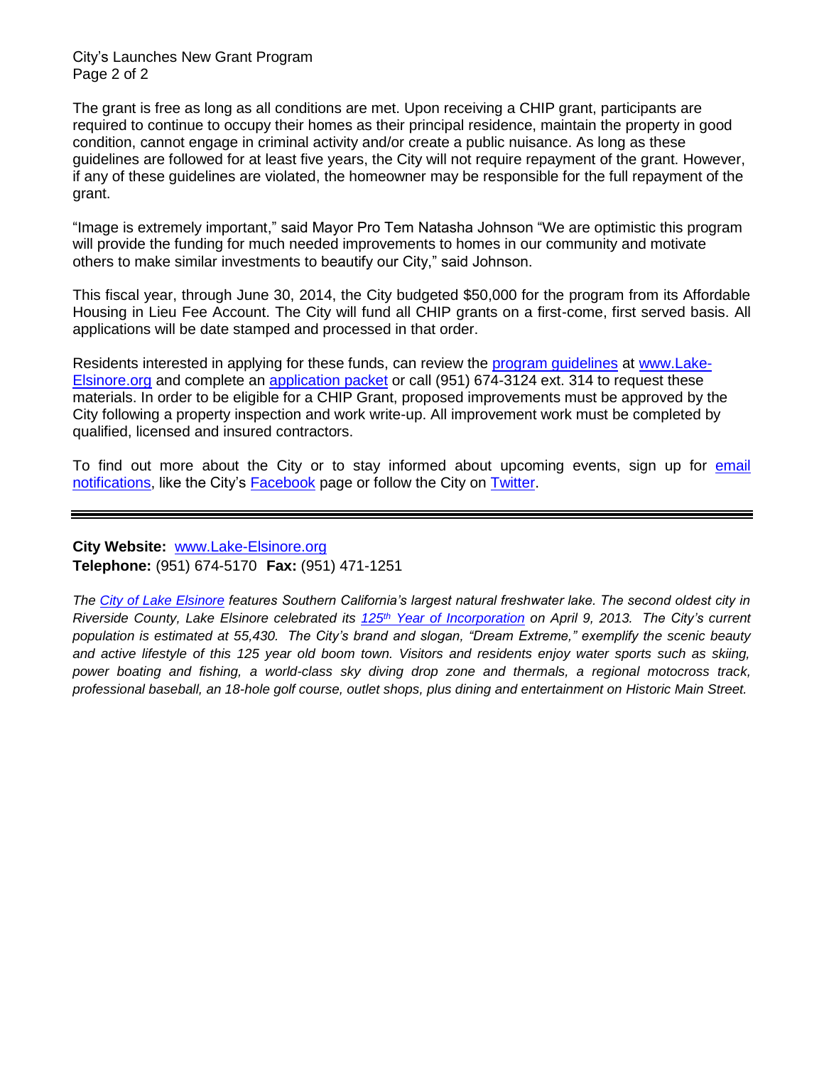The grant is free as long as all conditions are met. Upon receiving a CHIP grant, participants are required to continue to occupy their homes as their principal residence, maintain the property in good condition, cannot engage in criminal activity and/or create a public nuisance. As long as these guidelines are followed for at least five years, the City will not require repayment of the grant. However, if any of these guidelines are violated, the homeowner may be responsible for the full repayment of the grant.

"Image is extremely important," said Mayor Pro Tem Natasha Johnson "We are optimistic this program will provide the funding for much needed improvements to homes in our community and motivate others to make similar investments to beautify our City," said Johnson.

This fiscal year, through June 30, 2014, the City budgeted $50,000 for the program from its Affordable Housing in Lieu Fee Account. The City will fund all CHIP grants on a first-come, first served basis. All applications will be date stamped and processed in that order.

Residents interested in applying for these funds, can review the program guidelines at www.Lake-Elsinore.org and complete an application packet or call (951) 674-3124 ext. 314 to request these materials. In order to be eligible for a CHIP Grant, proposed improvements must be approved by the City following a property inspection and work write-up. All improvement work must be completed by qualified, licensed and insured contractors.

To find out more about the City or to stay informed about upcoming events, sign up for email notifications, like the City's Facebook page or follow the City on Twitter.

---

**City Website:** www.Lake-Elsinore.org
**Telephone:** (951) 674-5170 **Fax:** (951) 471-1251

*The City of Lake Elsinore features Southern California's largest natural freshwater lake. The second oldest city in Riverside County, Lake Elsinore celebrated its 125th Year of Incorporation on April 9, 2013. The City's current population is estimated at 55,430. The City's brand and slogan, "Dream Extreme," exemplify the scenic beauty and active lifestyle of this 125 year old boom town. Visitors and residents enjoy water sports such as skiing, power boating and fishing, a world-class sky diving drop zone and thermals, a regional motocross track, professional baseball, an 18-hole golf course, outlet shops, plus dining and entertainment on Historic Main Street.*